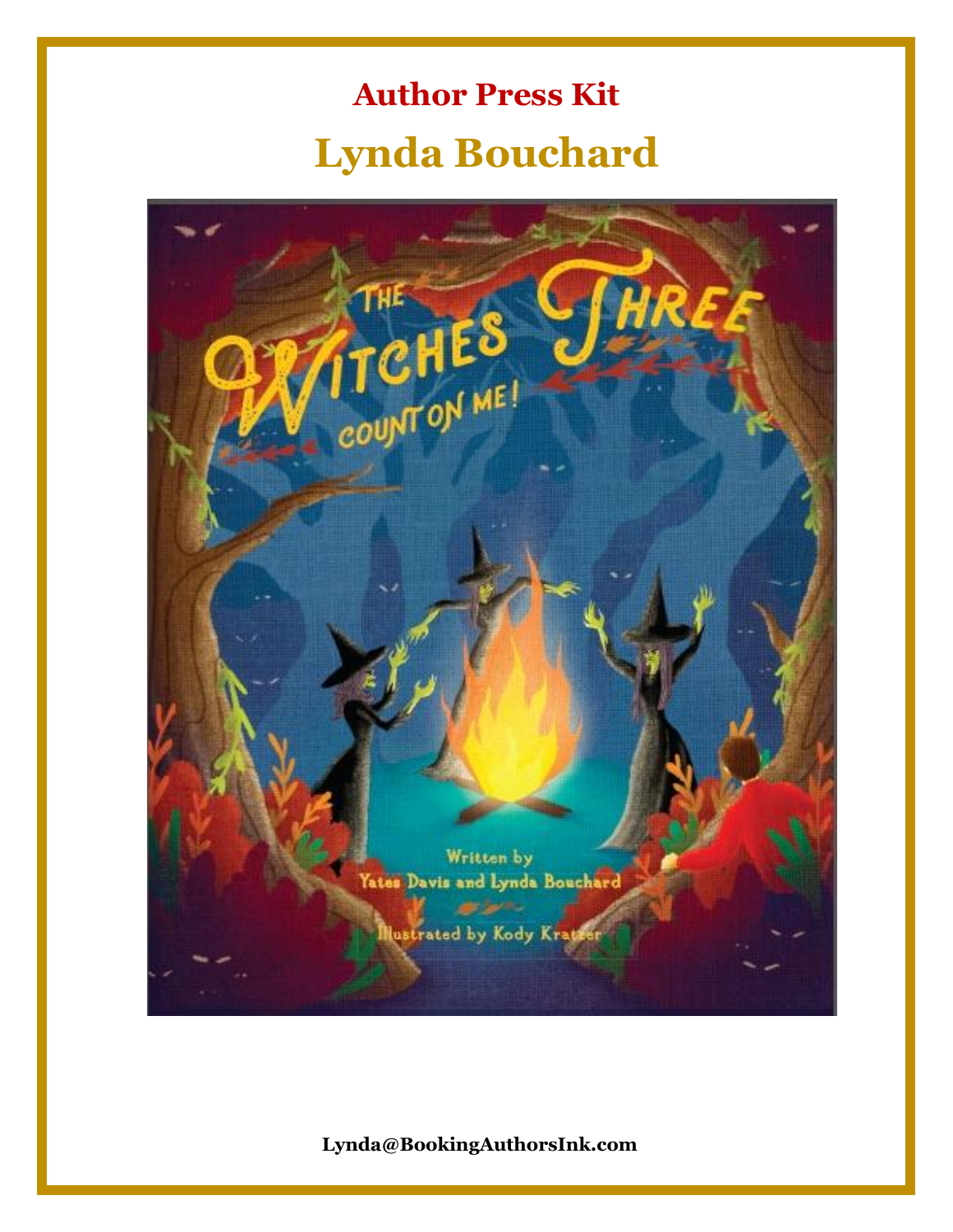# Author Press Kit

# Lynda Bouchard

**Lynda@BookingAuthorsInk.com**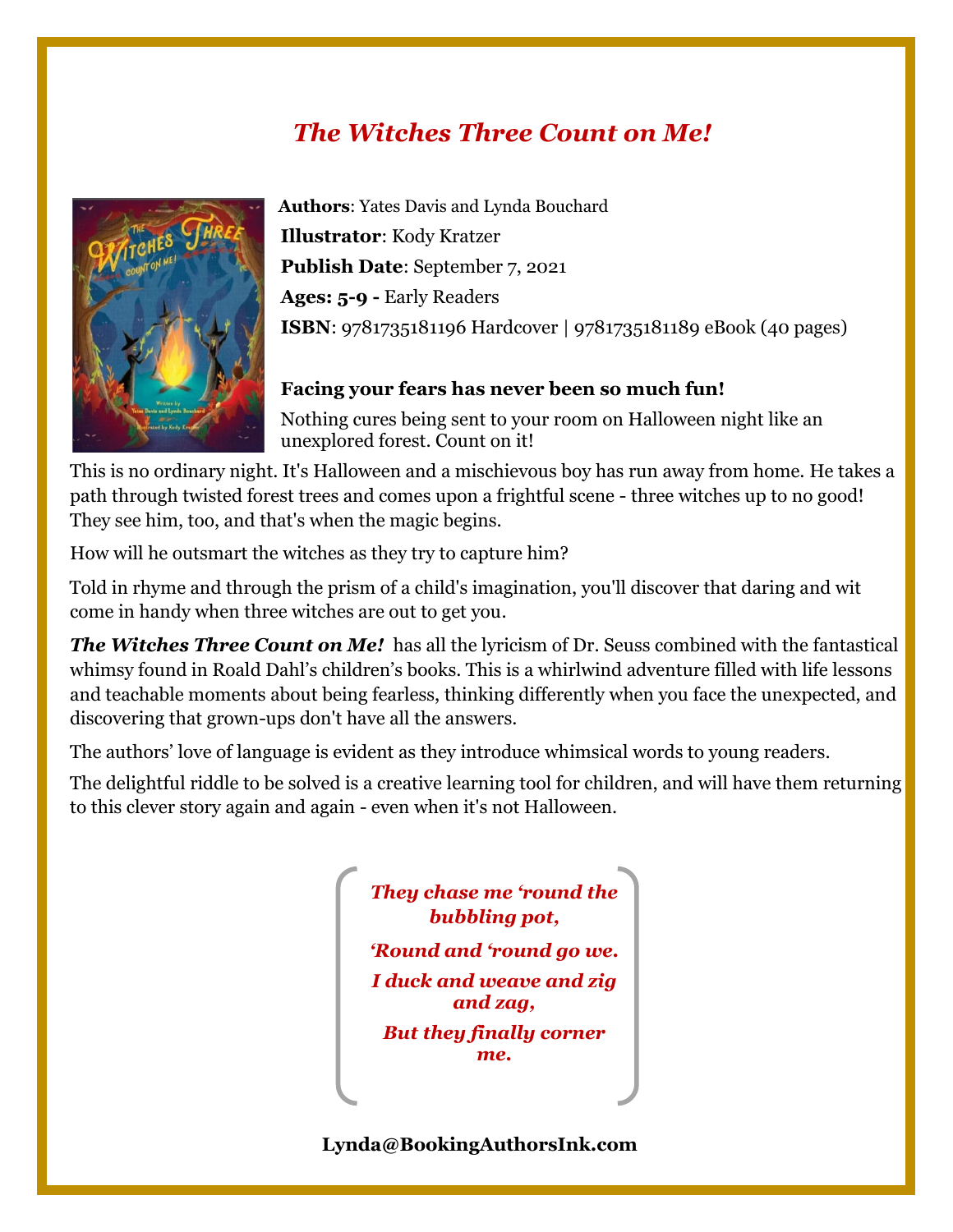# *The Witches Three Count on Me!*

**Authors**: Yates Davis and Lynda Bouchard

**Illustrator**: Kody Kratzer

**Publish Date**: September 7, 2021

**Ages: 5-9 -** Early Readers

**ISBN**: 9781735181196 Hardcover | 9781735181189 eBook (40 pages)

**Facing your fears has never been so much fun!**

Nothing cures being sent to your room on Halloween night like an unexplored forest. Count on it!

This is no ordinary night. It's Halloween and a mischievous boy has run away from home. He takes a path through twisted forest trees and comes upon a frightful scene - three witches up to no good! They see him, too, and that's when the magic begins.

How will he outsmart the witches as they try to capture him?

Told in rhyme and through the prism of a child's imagination, you'll discover that daring and wit come in handy when three witches are out to get you.

***The Witches Three Count on Me!*** has all the lyricism of Dr. Seuss combined with the fantastical whimsy found in Roald Dahl's children's books. This is a whirlwind adventure filled with life lessons and teachable moments about being fearless, thinking differently when you face the unexpected, and discovering that grown-ups don't have all the answers.

The authors' love of language is evident as they introduce whimsical words to young readers.

The delightful riddle to be solved is a creative learning tool for children, and will have them returning to this clever story again and again - even when it's not Halloween.

> ***They chase me 'round the bubbling pot,***
>
> ***'Round and 'round go we.***
>
> ***I duck and weave and zig and zag,***
>
> ***But they finally corner me.***

**Lynda@BookingAuthorsInk.com**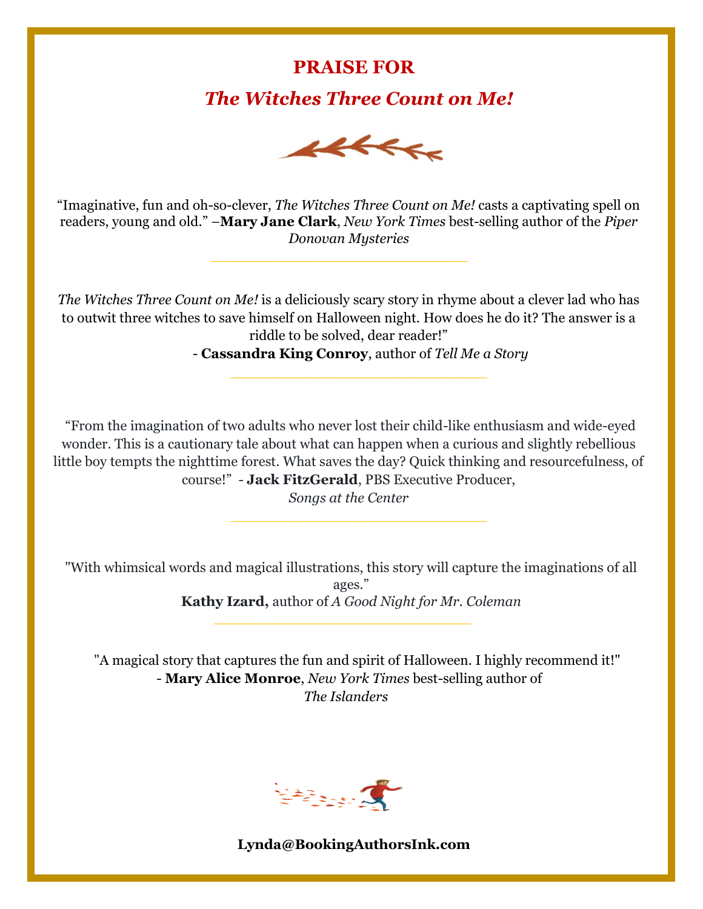# PRAISE FOR

## *The Witches Three Count on Me!*

“Imaginative, fun and oh-so-clever, *The Witches Three Count on Me!* casts a captivating spell on readers, young and old.” –**Mary Jane Clark**, *New York Times* best-selling author of the *Piper Donovan Mysteries*

---

*The Witches Three Count on Me!* is a deliciously scary story in rhyme about a clever lad who has to outwit three witches to save himself on Halloween night. How does he do it? The answer is a riddle to be solved, dear reader!”
- **Cassandra King Conroy**, author of *Tell Me a Story*

---

“From the imagination of two adults who never lost their child-like enthusiasm and wide-eyed wonder. This is a cautionary tale about what can happen when a curious and slightly rebellious little boy tempts the nighttime forest. What saves the day? Quick thinking and resourcefulness, of course!” - **Jack FitzGerald**, PBS Executive Producer, *Songs at the Center*

---

"With whimsical words and magical illustrations, this story will capture the imaginations of all ages.”
**Kathy Izard,** author of *A Good Night for Mr. Coleman*

---

"A magical story that captures the fun and spirit of Halloween. I highly recommend it!"
- **Mary Alice Monroe**, *New York Times* best-selling author of *The Islanders*

**Lynda@BookingAuthorsInk.com**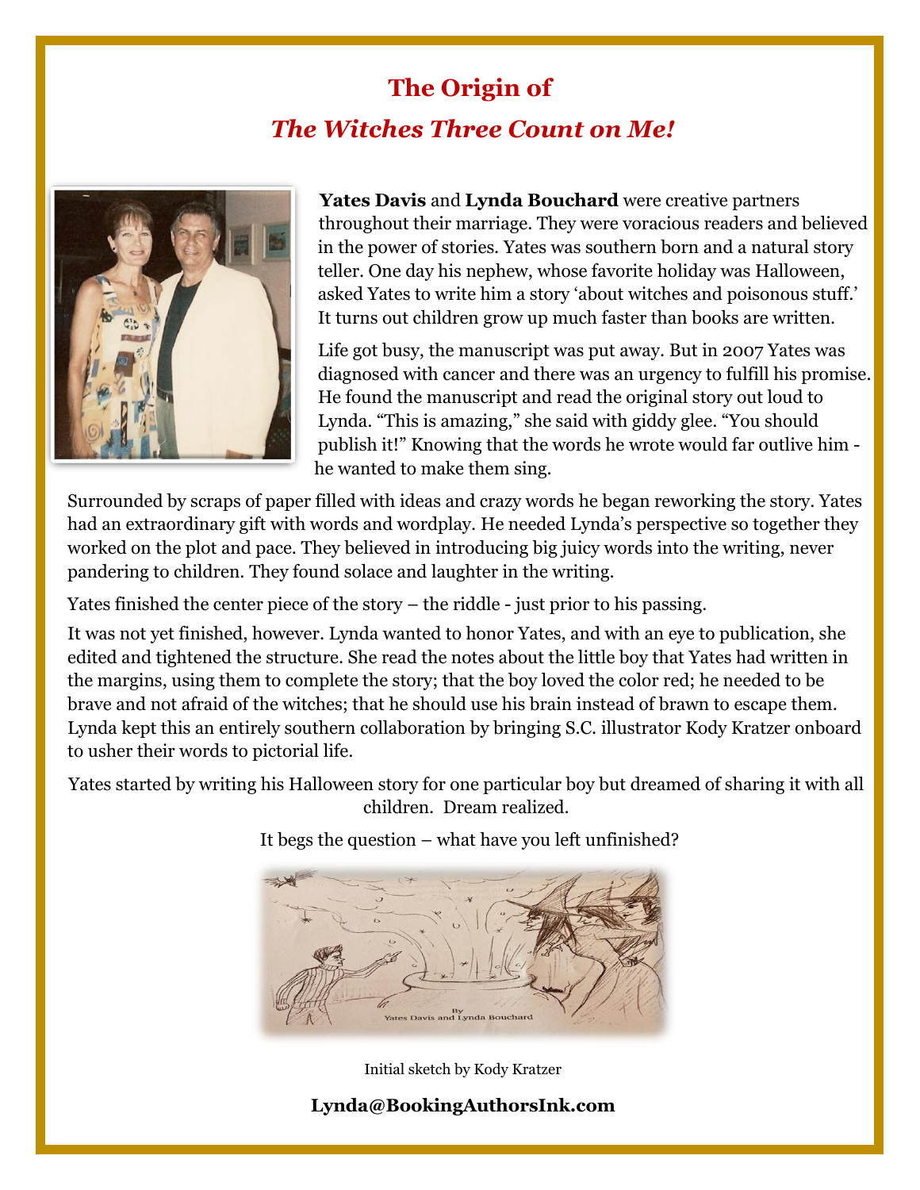# The Origin of

## *The Witches Three Count on Me!*

**Yates Davis** and **Lynda Bouchard** were creative partners throughout their marriage. They were voracious readers and believed in the power of stories. Yates was southern born and a natural story teller. One day his nephew, whose favorite holiday was Halloween, asked Yates to write him a story 'about witches and poisonous stuff.' It turns out children grow up much faster than books are written.

Life got busy, the manuscript was put away. But in 2007 Yates was diagnosed with cancer and there was an urgency to fulfill his promise. He found the manuscript and read the original story out loud to Lynda. "This is amazing," she said with giddy glee. "You should publish it!" Knowing that the words he wrote would far outlive him - he wanted to make them sing.

Surrounded by scraps of paper filled with ideas and crazy words he began reworking the story. Yates had an extraordinary gift with words and wordplay. He needed Lynda's perspective so together they worked on the plot and pace. They believed in introducing big juicy words into the writing, never pandering to children. They found solace and laughter in the writing.

Yates finished the center piece of the story – the riddle - just prior to his passing.

It was not yet finished, however. Lynda wanted to honor Yates, and with an eye to publication, she edited and tightened the structure. She read the notes about the little boy that Yates had written in the margins, using them to complete the story; that the boy loved the color red; he needed to be brave and not afraid of the witches; that he should use his brain instead of brawn to escape them. Lynda kept this an entirely southern collaboration by bringing S.C. illustrator Kody Kratzer onboard to usher their words to pictorial life.

Yates started by writing his Halloween story for one particular boy but dreamed of sharing it with all children. Dream realized.

It begs the question – what have you left unfinished?

By
Yates Davis and Lynda Bouchard

Initial sketch by Kody Kratzer

**Lynda@BookingAuthorsInk.com**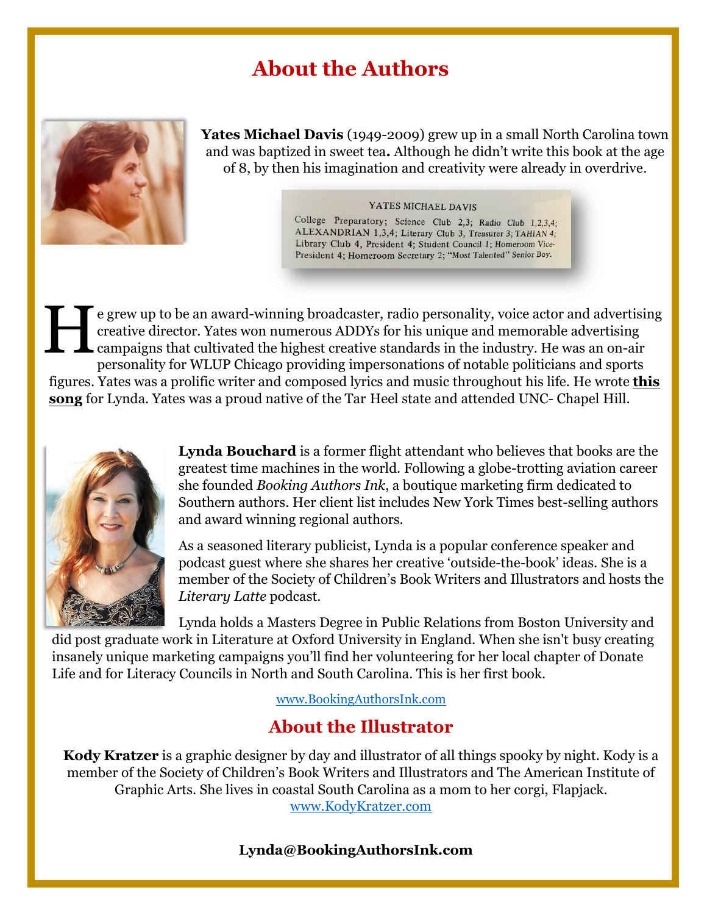# About the Authors

**Yates Michael Davis** (1949-2009) grew up in a small North Carolina town and was baptized in sweet tea**.** Although he didn't write this book at the age of 8, by then his imagination and creativity were already in overdrive.

YATES MICHAEL DAVIS

College Preparatory; Science Club 2,3; Radio Club 1,2,3,4; ALEXANDRIAN 1,3,4; Literary Club 3, Treasurer 3; TAHIAN 4; Library Club 4, President 4; Student Council 1; Homeroom Vice-President 4; Homeroom Secretary 2; "Most Talented" Senior Boy.

He grew up to be an award-winning broadcaster, radio personality, voice actor and advertising creative director. Yates won numerous ADDYs for his unique and memorable advertising campaigns that cultivated the highest creative standards in the industry. He was an on-air personality for WLUP Chicago providing impersonations of notable politicians and sports figures. Yates was a prolific writer and composed lyrics and music throughout his life. He wrote **this song** for Lynda. Yates was a proud native of the Tar Heel state and attended UNC- Chapel Hill.

**Lynda Bouchard** is a former flight attendant who believes that books are the greatest time machines in the world. Following a globe-trotting aviation career she founded *Booking Authors Ink*, a boutique marketing firm dedicated to Southern authors. Her client list includes New York Times best-selling authors and award winning regional authors.

As a seasoned literary publicist, Lynda is a popular conference speaker and podcast guest where she shares her creative 'outside-the-book' ideas. She is a member of the Society of Children's Book Writers and Illustrators and hosts the *Literary Latte* podcast.

Lynda holds a Masters Degree in Public Relations from Boston University and did post graduate work in Literature at Oxford University in England. When she isn't busy creating insanely unique marketing campaigns you'll find her volunteering for her local chapter of Donate Life and for Literacy Councils in North and South Carolina. This is her first book.

www.BookingAuthorsInk.com

## About the Illustrator

**Kody Kratzer** is a graphic designer by day and illustrator of all things spooky by night. Kody is a member of the Society of Children's Book Writers and Illustrators and The American Institute of Graphic Arts. She lives in coastal South Carolina as a mom to her corgi, Flapjack.
www.KodyKratzer.com

**Lynda@BookingAuthorsInk.com**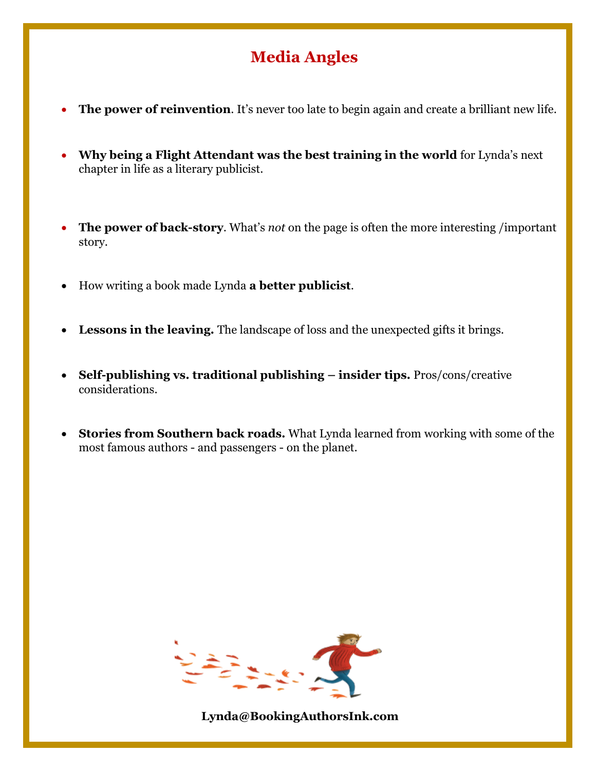# Media Angles

- **The power of reinvention**. It's never too late to begin again and create a brilliant new life.
- **Why being a Flight Attendant was the best training in the world** for Lynda's next chapter in life as a literary publicist.
- **The power of back-story**. What's *not* on the page is often the more interesting /important story.
- How writing a book made Lynda **a better publicist**.
- **Lessons in the leaving.** The landscape of loss and the unexpected gifts it brings.
- **Self-publishing vs. traditional publishing – insider tips.** Pros/cons/creative considerations.
- **Stories from Southern back roads.** What Lynda learned from working with some of the most famous authors - and passengers - on the planet.

**Lynda@BookingAuthorsInk.com**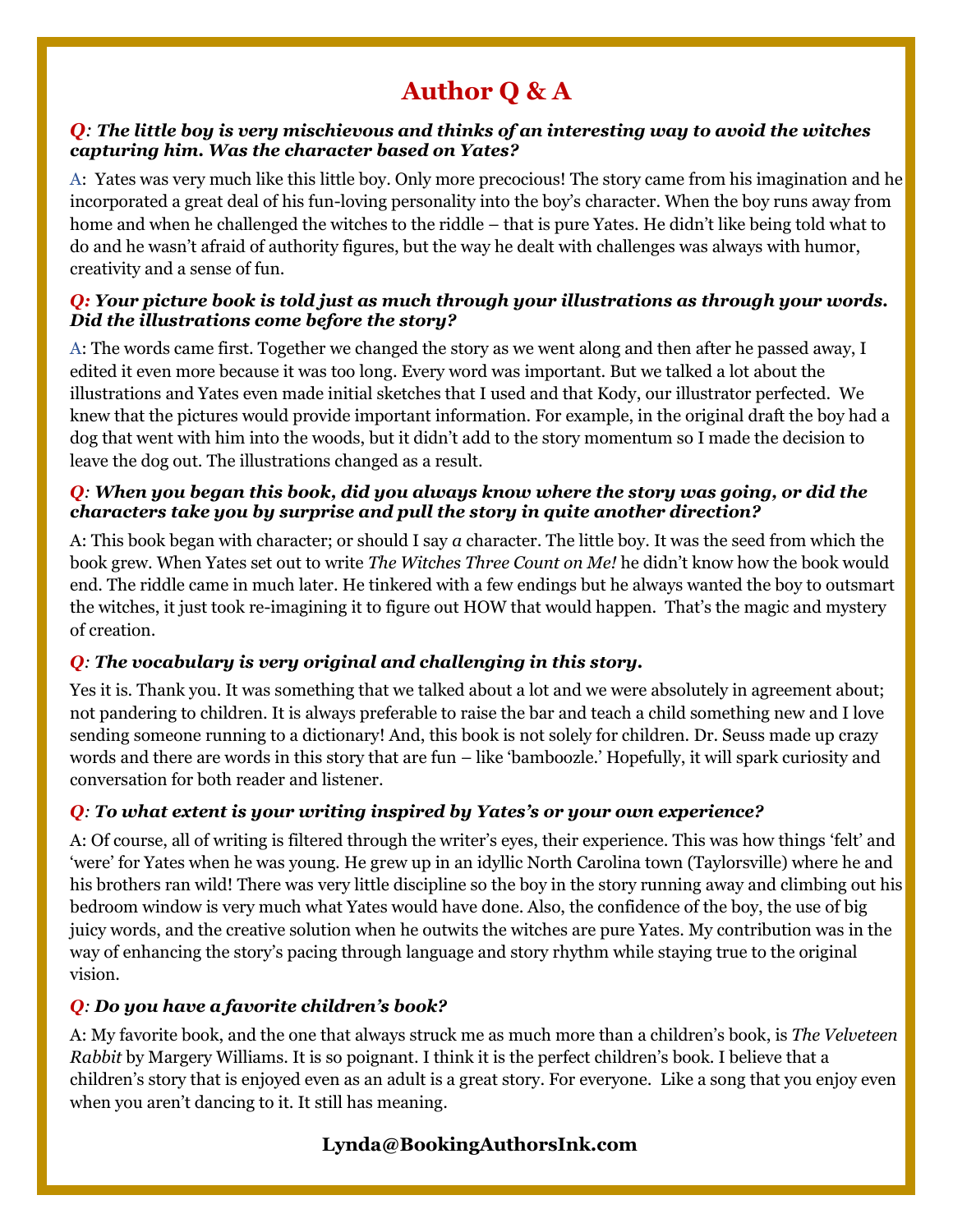# Author Q & A

***Q**: The little boy is very mischievous and thinks of an interesting way to avoid the witches capturing him. Was the character based on Yates?*

A: Yates was very much like this little boy. Only more precocious! The story came from his imagination and he incorporated a great deal of his fun-loving personality into the boy's character. When the boy runs away from home and when he challenged the witches to the riddle – that is pure Yates. He didn't like being told what to do and he wasn't afraid of authority figures, but the way he dealt with challenges was always with humor, creativity and a sense of fun.

***Q:** Your picture book is told just as much through your illustrations as through your words. Did the illustrations come before the story?*

A: The words came first. Together we changed the story as we went along and then after he passed away, I edited it even more because it was too long. Every word was important. But we talked a lot about the illustrations and Yates even made initial sketches that I used and that Kody, our illustrator perfected. We knew that the pictures would provide important information. For example, in the original draft the boy had a dog that went with him into the woods, but it didn't add to the story momentum so I made the decision to leave the dog out. The illustrations changed as a result.

***Q**: When you began this book, did you always know where the story was going, or did the characters take you by surprise and pull the story in quite another direction?*

A: This book began with character; or should I say *a* character. The little boy. It was the seed from which the book grew. When Yates set out to write *The Witches Three Count on Me!* he didn't know how the book would end. The riddle came in much later. He tinkered with a few endings but he always wanted the boy to outsmart the witches, it just took re-imagining it to figure out HOW that would happen. That's the magic and mystery of creation.

***Q**: The vocabulary is very original and challenging in this story.*

Yes it is. Thank you. It was something that we talked about a lot and we were absolutely in agreement about; not pandering to children. It is always preferable to raise the bar and teach a child something new and I love sending someone running to a dictionary! And, this book is not solely for children. Dr. Seuss made up crazy words and there are words in this story that are fun – like 'bamboozle.' Hopefully, it will spark curiosity and conversation for both reader and listener.

***Q**: To what extent is your writing inspired by Yates's or your own experience?*

A: Of course, all of writing is filtered through the writer's eyes, their experience. This was how things 'felt' and 'were' for Yates when he was young. He grew up in an idyllic North Carolina town (Taylorsville) where he and his brothers ran wild! There was very little discipline so the boy in the story running away and climbing out his bedroom window is very much what Yates would have done. Also, the confidence of the boy, the use of big juicy words, and the creative solution when he outwits the witches are pure Yates. My contribution was in the way of enhancing the story's pacing through language and story rhythm while staying true to the original vision.

***Q**: Do you have a favorite children's book?*

A: My favorite book, and the one that always struck me as much more than a children's book, is *The Velveteen Rabbit* by Margery Williams. It is so poignant. I think it is the perfect children's book. I believe that a children's story that is enjoyed even as an adult is a great story. For everyone. Like a song that you enjoy even when you aren't dancing to it. It still has meaning.

**Lynda@BookingAuthorsInk.com**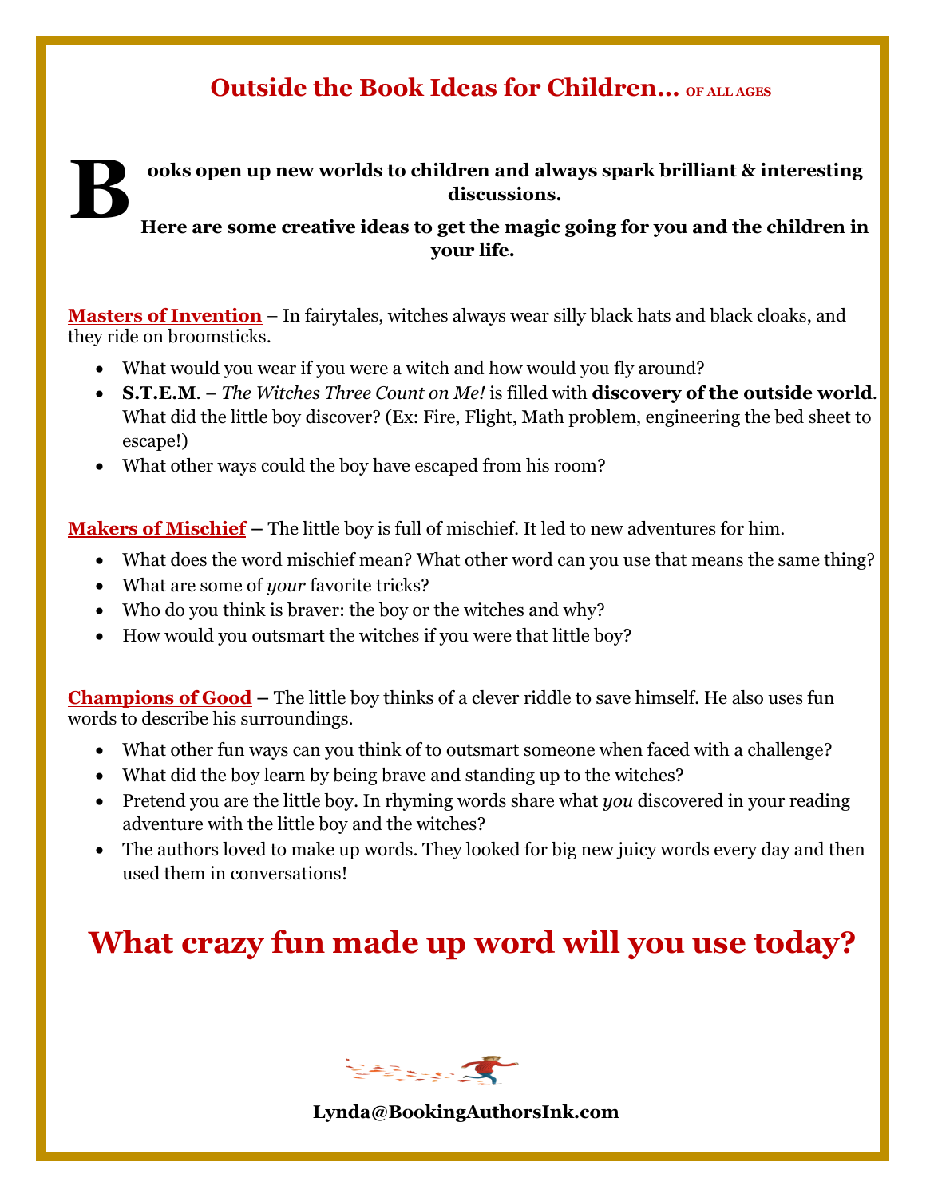## Outside the Book Ideas for Children… OF ALL AGES

**Books open up new worlds to children and always spark brilliant & interesting discussions.**

**Here are some creative ideas to get the magic going for you and the children in your life.**

**Masters of Invention** – In fairytales, witches always wear silly black hats and black cloaks, and they ride on broomsticks.

- What would you wear if you were a witch and how would you fly around?
- **S.T.E.M**. – *The Witches Three Count on Me!* is filled with **discovery of the outside world**. What did the little boy discover? (Ex: Fire, Flight, Math problem, engineering the bed sheet to escape!)
- What other ways could the boy have escaped from his room?

**Makers of Mischief** – The little boy is full of mischief. It led to new adventures for him.

- What does the word mischief mean? What other word can you use that means the same thing?
- What are some of *your* favorite tricks?
- Who do you think is braver: the boy or the witches and why?
- How would you outsmart the witches if you were that little boy?

**Champions of Good** – The little boy thinks of a clever riddle to save himself. He also uses fun words to describe his surroundings.

- What other fun ways can you think of to outsmart someone when faced with a challenge?
- What did the boy learn by being brave and standing up to the witches?
- Pretend you are the little boy. In rhyming words share what *you* discovered in your reading adventure with the little boy and the witches?
- The authors loved to make up words. They looked for big new juicy words every day and then used them in conversations!

## What crazy fun made up word will you use today?

**Lynda@BookingAuthorsInk.com**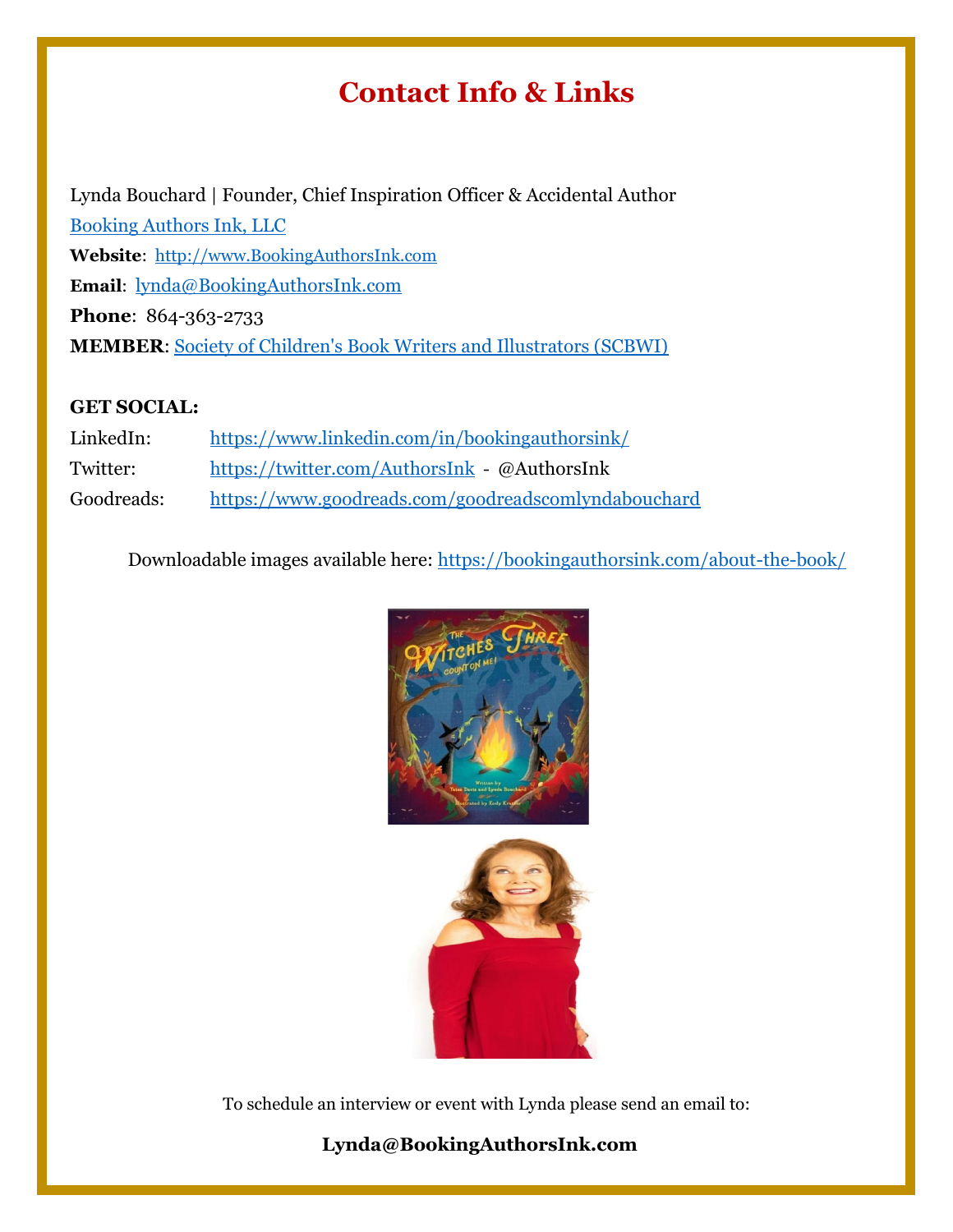# Contact Info & Links

Lynda Bouchard | Founder, Chief Inspiration Officer & Accidental Author

Booking Authors Ink, LLC

**Website**: http://www.BookingAuthorsInk.com

**Email**: lynda@BookingAuthorsInk.com

**Phone**: 864-363-2733

**MEMBER**: Society of Children's Book Writers and Illustrators (SCBWI)

**GET SOCIAL:**

LinkedIn: https://www.linkedin.com/in/bookingauthorsink/

Twitter: https://twitter.com/AuthorsInk - @AuthorsInk

Goodreads: https://www.goodreads.com/goodreadscomlyndabouchard

Downloadable images available here: https://bookingauthorsink.com/about-the-book/

To schedule an interview or event with Lynda please send an email to:

**Lynda@BookingAuthorsInk.com**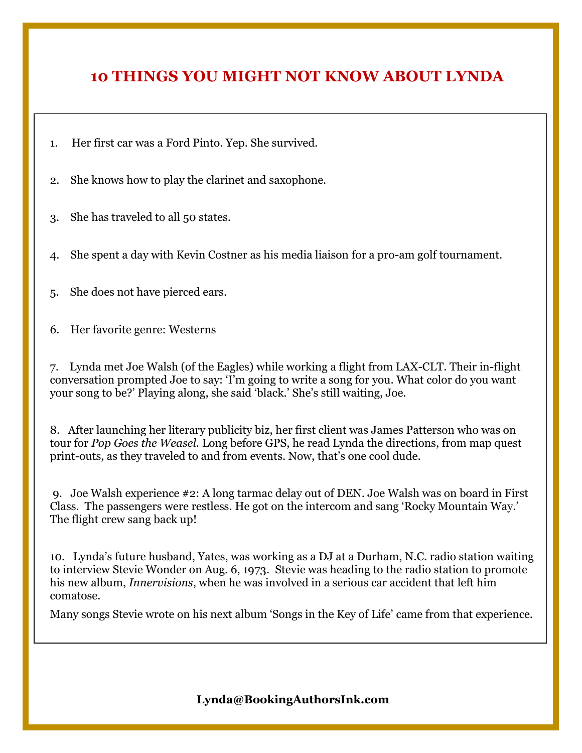# 10 THINGS YOU MIGHT NOT KNOW ABOUT LYNDA

1. Her first car was a Ford Pinto. Yep. She survived.

2. She knows how to play the clarinet and saxophone.

3. She has traveled to all 50 states.

4. She spent a day with Kevin Costner as his media liaison for a pro-am golf tournament.

5. She does not have pierced ears.

6. Her favorite genre: Westerns

7. Lynda met Joe Walsh (of the Eagles) while working a flight from LAX-CLT. Their in-flight conversation prompted Joe to say: 'I'm going to write a song for you. What color do you want your song to be?' Playing along, she said 'black.' She's still waiting, Joe.

8. After launching her literary publicity biz, her first client was James Patterson who was on tour for *Pop Goes the Weasel*. Long before GPS, he read Lynda the directions, from map quest print-outs, as they traveled to and from events. Now, that's one cool dude.

9. Joe Walsh experience #2: A long tarmac delay out of DEN. Joe Walsh was on board in First Class. The passengers were restless. He got on the intercom and sang 'Rocky Mountain Way.' The flight crew sang back up!

10. Lynda's future husband, Yates, was working as a DJ at a Durham, N.C. radio station waiting to interview Stevie Wonder on Aug. 6, 1973. Stevie was heading to the radio station to promote his new album, *Innervisions*, when he was involved in a serious car accident that left him comatose.

    Many songs Stevie wrote on his next album 'Songs in the Key of Life' came from that experience.

**Lynda@BookingAuthorsInk.com**